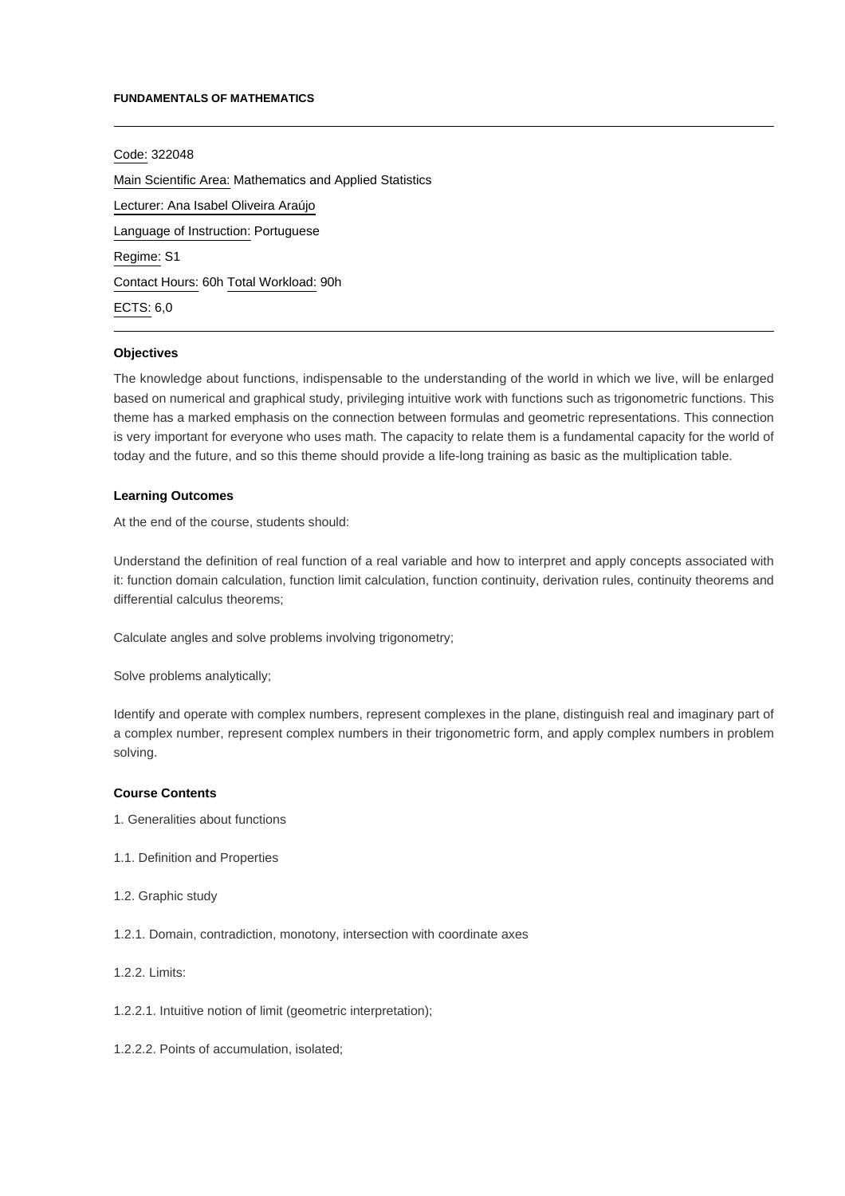# FUNDAMENTALS OF MATHEMATICS

---

Code: 322048

Main Scientific Area: Mathematics and Applied Statistics

Lecturer: Ana Isabel Oliveira Araújo

Language of Instruction: Portuguese

Regime: S1

Contact Hours: 60h Total Workload: 90h

ECTS: 6,0

---

## Objectives

The knowledge about functions, indispensable to the understanding of the world in which we live, will be enlarged based on numerical and graphical study, privileging intuitive work with functions such as trigonometric functions. This theme has a marked emphasis on the connection between formulas and geometric representations. This connection is very important for everyone who uses math. The capacity to relate them is a fundamental capacity for the world of today and the future, and so this theme should provide a life-long training as basic as the multiplication table.

## Learning Outcomes

At the end of the course, students should:

Understand the definition of real function of a real variable and how to interpret and apply concepts associated with it: function domain calculation, function limit calculation, function continuity, derivation rules, continuity theorems and differential calculus theorems;

Calculate angles and solve problems involving trigonometry;

Solve problems analytically;

Identify and operate with complex numbers, represent complexes in the plane, distinguish real and imaginary part of a complex number, represent complex numbers in their trigonometric form, and apply complex numbers in problem solving.

## Course Contents

1. Generalities about functions

1.1. Definition and Properties

1.2. Graphic study

1.2.1. Domain, contradiction, monotony, intersection with coordinate axes

1.2.2. Limits:

1.2.2.1. Intuitive notion of limit (geometric interpretation);

1.2.2.2. Points of accumulation, isolated;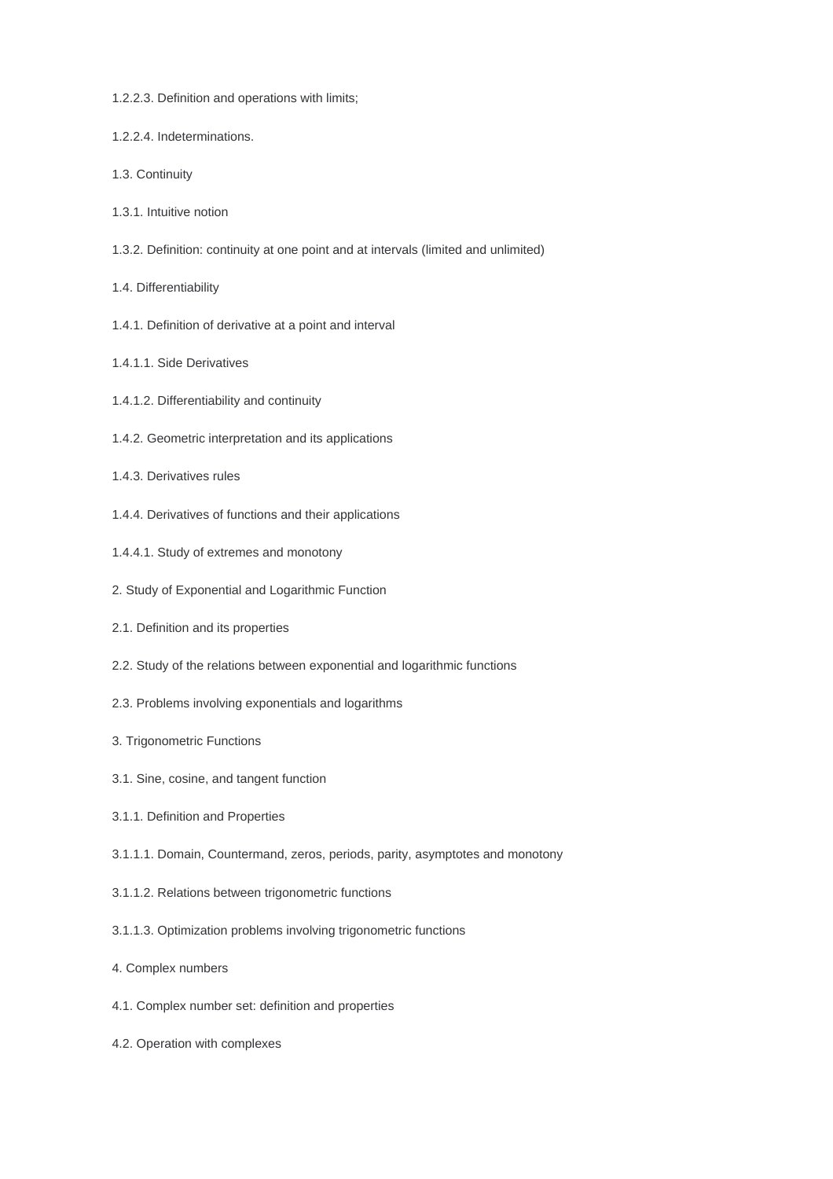1.2.2.3. Definition and operations with limits;

1.2.2.4. Indeterminations.

1.3. Continuity

1.3.1. Intuitive notion

1.3.2. Definition: continuity at one point and at intervals (limited and unlimited)

1.4. Differentiability

1.4.1. Definition of derivative at a point and interval

1.4.1.1. Side Derivatives

1.4.1.2. Differentiability and continuity

1.4.2. Geometric interpretation and its applications

1.4.3. Derivatives rules

1.4.4. Derivatives of functions and their applications

1.4.4.1. Study of extremes and monotony

2. Study of Exponential and Logarithmic Function

2.1. Definition and its properties

2.2. Study of the relations between exponential and logarithmic functions

2.3. Problems involving exponentials and logarithms

3. Trigonometric Functions

3.1. Sine, cosine, and tangent function

3.1.1. Definition and Properties

3.1.1.1. Domain, Countermand, zeros, periods, parity, asymptotes and monotony

3.1.1.2. Relations between trigonometric functions

3.1.1.3. Optimization problems involving trigonometric functions

4. Complex numbers

4.1. Complex number set: definition and properties

4.2. Operation with complexes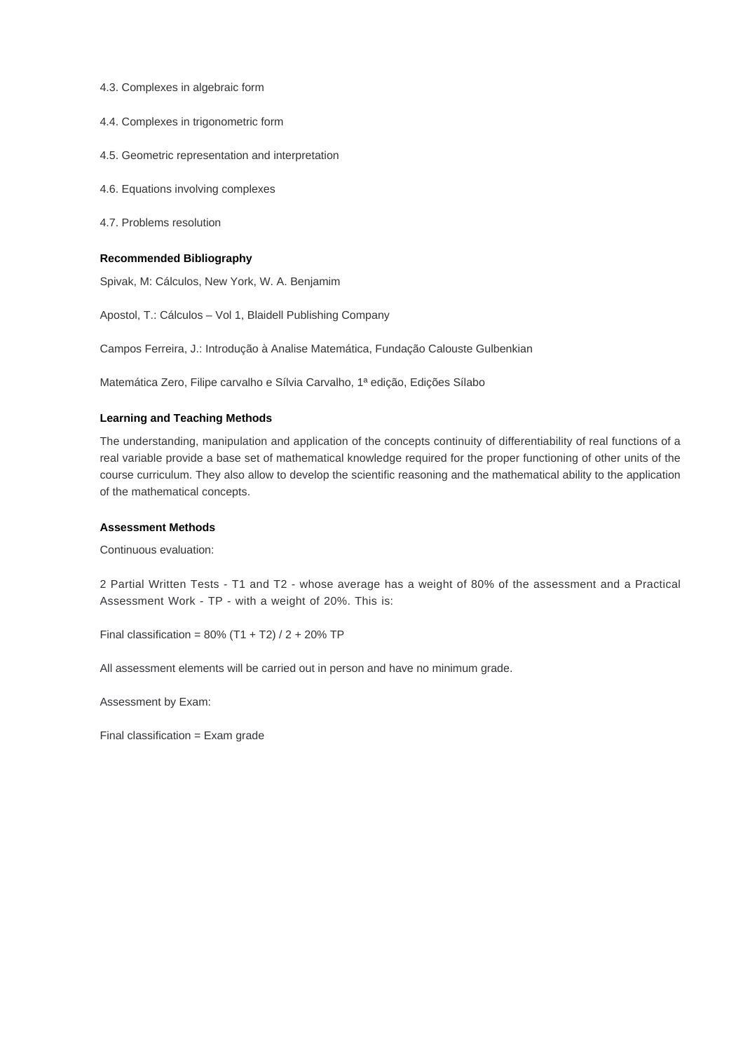4.3. Complexes in algebraic form

4.4. Complexes in trigonometric form

4.5. Geometric representation and interpretation

4.6. Equations involving complexes

4.7. Problems resolution

**Recommended Bibliography**

Spivak, M: Cálculos, New York, W. A. Benjamim

Apostol, T.: Cálculos – Vol 1, Blaidell Publishing Company

Campos Ferreira, J.: Introdução à Analise Matemática, Fundação Calouste Gulbenkian

Matemática Zero, Filipe carvalho e Sílvia Carvalho, 1ª edição, Edições Sílabo

**Learning and Teaching Methods**

The understanding, manipulation and application of the concepts continuity of differentiability of real functions of a real variable provide a base set of mathematical knowledge required for the proper functioning of other units of the course curriculum. They also allow to develop the scientific reasoning and the mathematical ability to the application of the mathematical concepts.

**Assessment Methods**

Continuous evaluation:

2 Partial Written Tests - T1 and T2 - whose average has a weight of 80% of the assessment and a Practical Assessment Work - TP - with a weight of 20%. This is:

Final classification = 80% (T1 + T2) / 2 + 20% TP

All assessment elements will be carried out in person and have no minimum grade.

Assessment by Exam:

Final classification = Exam grade